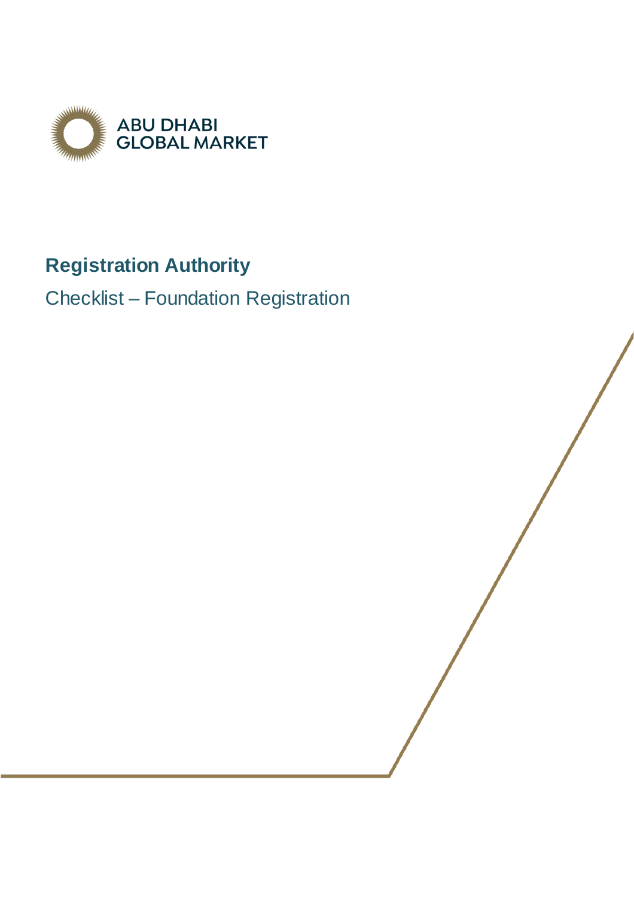ABU DHABI
GLOBAL MARKET

# Registration Authority

## Checklist – Foundation Registration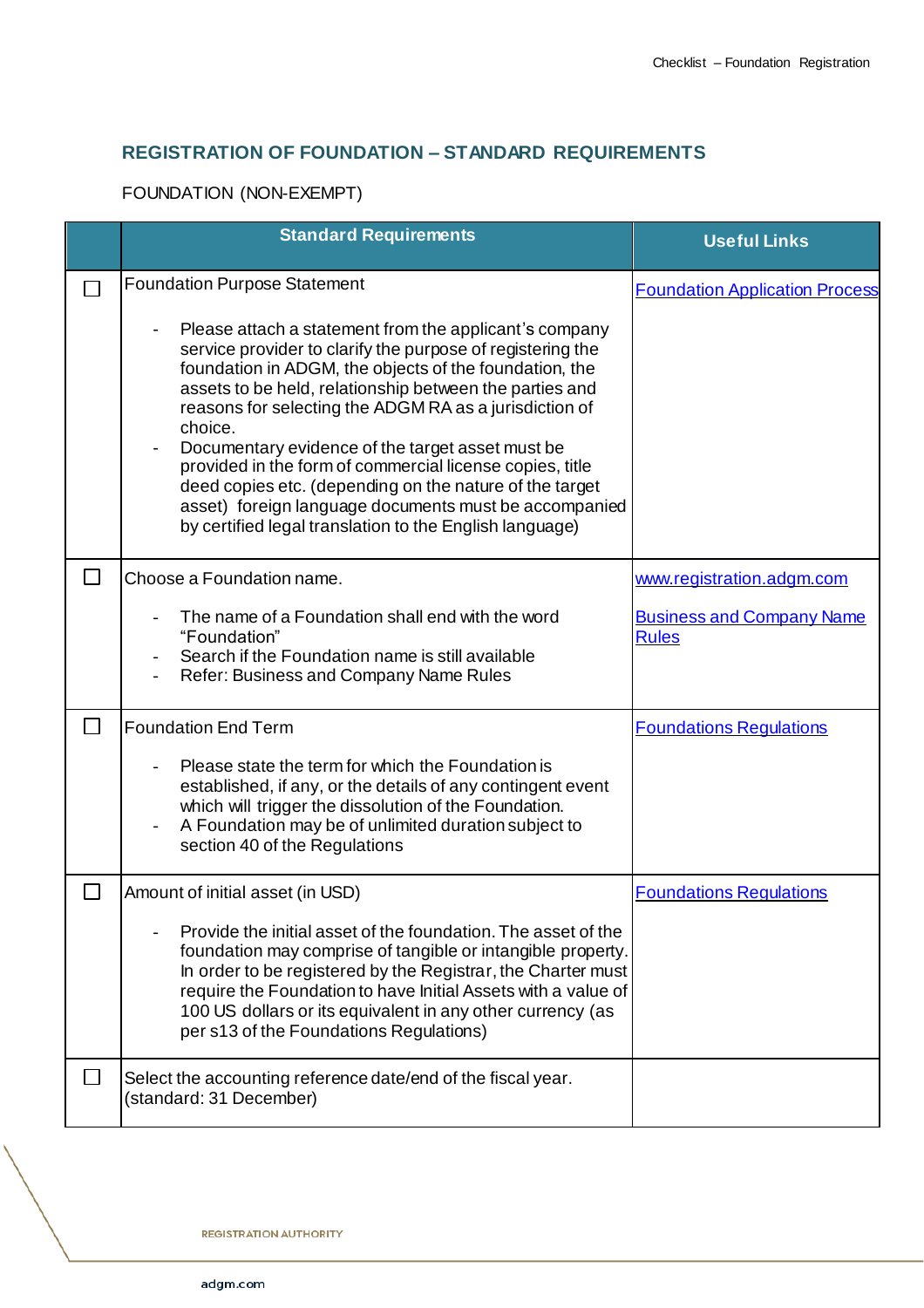## REGISTRATION OF FOUNDATION – STANDARD REQUIREMENTS

FOUNDATION (NON-EXEMPT)

| | Standard Requirements | Useful Links |
|---|---|---|
| ☐ | Foundation Purpose Statement<br><br>- Please attach a statement from the applicant's company service provider to clarify the purpose of registering the foundation in ADGM, the objects of the foundation, the assets to be held, relationship between the parties and reasons for selecting the ADGM RA as a jurisdiction of choice.<br>- Documentary evidence of the target asset must be provided in the form of commercial license copies, title deed copies etc. (depending on the nature of the target asset) foreign language documents must be accompanied by certified legal translation to the English language) | Foundation Application Process |
| ☐ | Choose a Foundation name.<br><br>- The name of a Foundation shall end with the word "Foundation"<br>- Search if the Foundation name is still available<br>- Refer: Business and Company Name Rules | www.registration.adgm.com<br><br>Business and Company Name Rules |
| ☐ | Foundation End Term<br><br>- Please state the term for which the Foundation is established, if any, or the details of any contingent event which will trigger the dissolution of the Foundation.<br>- A Foundation may be of unlimited duration subject to section 40 of the Regulations | Foundations Regulations |
| ☐ | Amount of initial asset (in USD)<br><br>- Provide the initial asset of the foundation. The asset of the foundation may comprise of tangible or intangible property. In order to be registered by the Registrar, the Charter must require the Foundation to have Initial Assets with a value of 100 US dollars or its equivalent in any other currency (as per s13 of the Foundations Regulations) | Foundations Regulations |
| ☐ | Select the accounting reference date/end of the fiscal year. (standard: 31 December) | |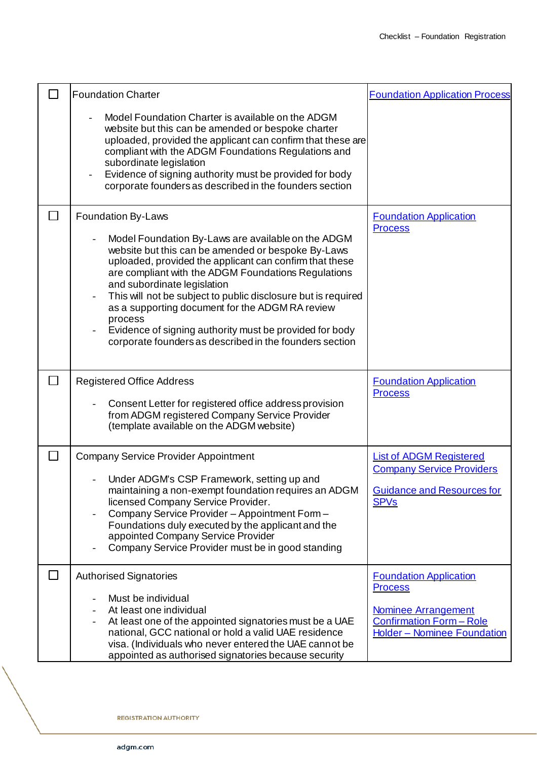| ☐ | Foundation Charter<br><br>- Model Foundation Charter is available on the ADGM website but this can be amended or bespoke charter uploaded, provided the applicant can confirm that these are compliant with the ADGM Foundations Regulations and subordinate legislation<br>- Evidence of signing authority must be provided for body corporate founders as described in the founders section | Foundation Application Process |
|---|---|---|
| ☐ | Foundation By-Laws<br><br>- Model Foundation By-Laws are available on the ADGM website but this can be amended or bespoke By-Laws uploaded, provided the applicant can confirm that these are compliant with the ADGM Foundations Regulations and subordinate legislation<br>- This will not be subject to public disclosure but is required as a supporting document for the ADGM RA review process<br>- Evidence of signing authority must be provided for body corporate founders as described in the founders section | Foundation Application Process |
| ☐ | Registered Office Address<br><br>- Consent Letter for registered office address provision from ADGM registered Company Service Provider (template available on the ADGM website) | Foundation Application Process |
| ☐ | Company Service Provider Appointment<br><br>- Under ADGM's CSP Framework, setting up and maintaining a non-exempt foundation requires an ADGM licensed Company Service Provider.<br>- Company Service Provider – Appointment Form – Foundations duly executed by the applicant and the appointed Company Service Provider<br>- Company Service Provider must be in good standing | List of ADGM Registered Company Service Providers<br><br>Guidance and Resources for SPVs |
| ☐ | Authorised Signatories<br><br>- Must be individual<br>- At least one individual<br>- At least one of the appointed signatories must be a UAE national, GCC national or hold a valid UAE residence visa. (Individuals who never entered the UAE cannot be appointed as authorised signatories because security | Foundation Application Process<br><br>Nominee Arrangement Confirmation Form – Role Holder – Nominee Foundation |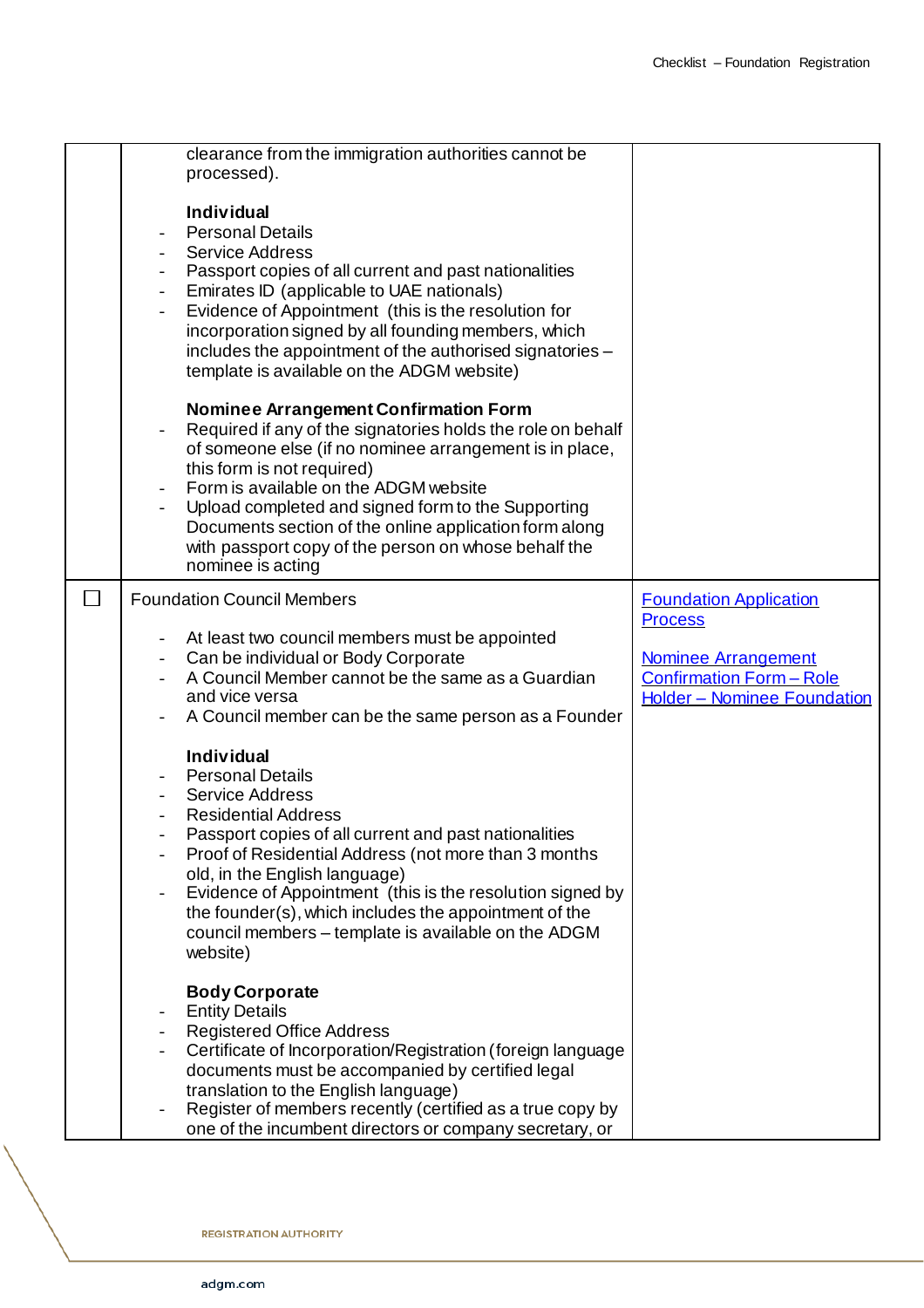| | | |
|---|---|---|
| | clearance from the immigration authorities cannot be processed).<br><br>**Individual**<br>- Personal Details<br>- Service Address<br>- Passport copies of all current and past nationalities<br>- Emirates ID (applicable to UAE nationals)<br>- Evidence of Appointment (this is the resolution for incorporation signed by all founding members, which includes the appointment of the authorised signatories – template is available on the ADGM website)<br><br>**Nominee Arrangement Confirmation Form**<br>- Required if any of the signatories holds the role on behalf of someone else (if no nominee arrangement is in place, this form is not required)<br>- Form is available on the ADGM website<br>- Upload completed and signed form to the Supporting Documents section of the online application form along with passport copy of the person on whose behalf the nominee is acting | |
| ☐ | Foundation Council Members<br><br>- At least two council members must be appointed<br>- Can be individual or Body Corporate<br>- A Council Member cannot be the same as a Guardian and vice versa<br>- A Council member can be the same person as a Founder<br><br>**Individual**<br>- Personal Details<br>- Service Address<br>- Residential Address<br>- Passport copies of all current and past nationalities<br>- Proof of Residential Address (not more than 3 months old, in the English language)<br>- Evidence of Appointment (this is the resolution signed by the founder(s), which includes the appointment of the council members – template is available on the ADGM website)<br><br>**Body Corporate**<br>- Entity Details<br>- Registered Office Address<br>- Certificate of Incorporation/Registration (foreign language documents must be accompanied by certified legal translation to the English language)<br>- Register of members recently (certified as a true copy by one of the incumbent directors or company secretary, or | Foundation Application Process<br><br>Nominee Arrangement Confirmation Form – Role Holder – Nominee Foundation |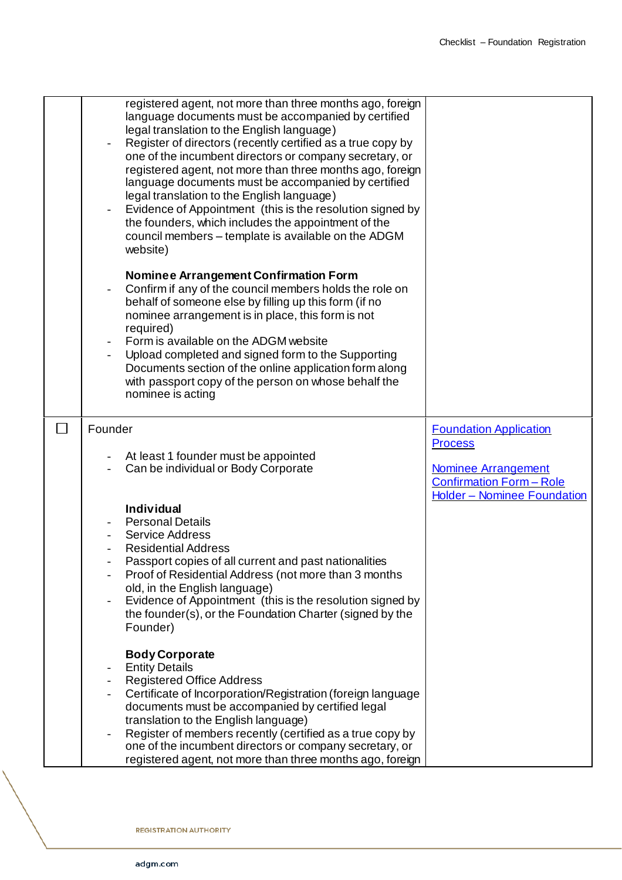| | | |
|---|---|---|
| | registered agent, not more than three months ago, foreign language documents must be accompanied by certified legal translation to the English language)<br>- Register of directors (recently certified as a true copy by one of the incumbent directors or company secretary, or registered agent, not more than three months ago, foreign language documents must be accompanied by certified legal translation to the English language)<br>- Evidence of Appointment (this is the resolution signed by the founders, which includes the appointment of the council members – template is available on the ADGM website)<br><br>**Nominee Arrangement Confirmation Form**<br>- Confirm if any of the council members holds the role on behalf of someone else by filling up this form (if no nominee arrangement is in place, this form is not required)<br>- Form is available on the ADGM website<br>- Upload completed and signed form to the Supporting Documents section of the online application form along with passport copy of the person on whose behalf the nominee is acting | |
| ☐ | Founder<br><br>- At least 1 founder must be appointed<br>- Can be individual or Body Corporate<br><br>**Individual**<br>- Personal Details<br>- Service Address<br>- Residential Address<br>- Passport copies of all current and past nationalities<br>- Proof of Residential Address (not more than 3 months old, in the English language)<br>- Evidence of Appointment (this is the resolution signed by the founder(s), or the Foundation Charter (signed by the Founder)<br><br>**Body Corporate**<br>- Entity Details<br>- Registered Office Address<br>- Certificate of Incorporation/Registration (foreign language documents must be accompanied by certified legal translation to the English language)<br>- Register of members recently (certified as a true copy by one of the incumbent directors or company secretary, or registered agent, not more than three months ago, foreign | Foundation Application Process<br><br>Nominee Arrangement Confirmation Form – Role Holder – Nominee Foundation |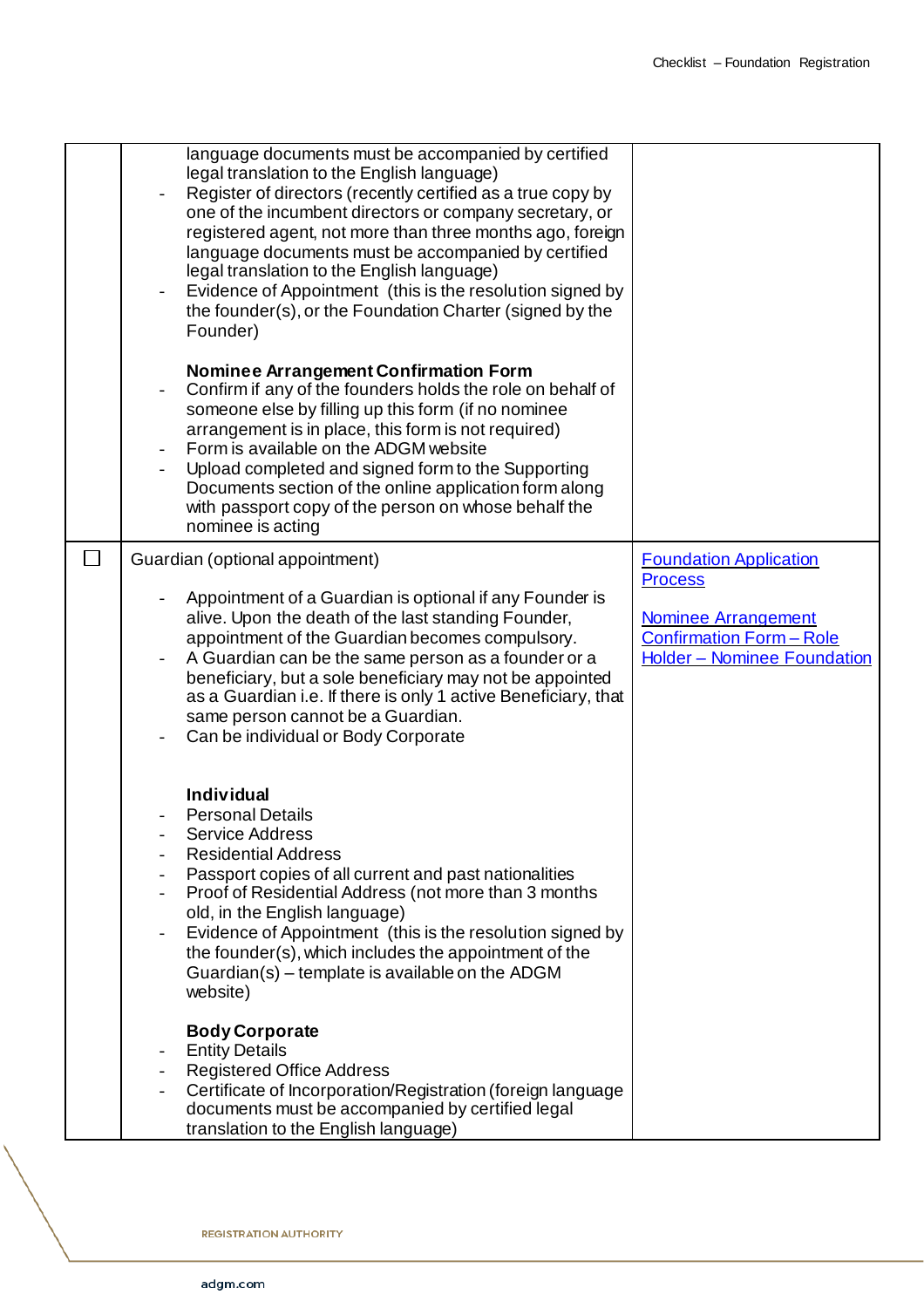| | | |
|---|---|---|
| | language documents must be accompanied by certified legal translation to the English language)<br>- Register of directors (recently certified as a true copy by one of the incumbent directors or company secretary, or registered agent, not more than three months ago, foreign language documents must be accompanied by certified legal translation to the English language)<br>- Evidence of Appointment (this is the resolution signed by the founder(s), or the Foundation Charter (signed by the Founder)<br><br>**Nominee Arrangement Confirmation Form**<br>- Confirm if any of the founders holds the role on behalf of someone else by filling up this form (if no nominee arrangement is in place, this form is not required)<br>- Form is available on the ADGM website<br>- Upload completed and signed form to the Supporting Documents section of the online application form along with passport copy of the person on whose behalf the nominee is acting | |
| ☐ | Guardian (optional appointment)<br><br>- Appointment of a Guardian is optional if any Founder is alive. Upon the death of the last standing Founder, appointment of the Guardian becomes compulsory.<br>- A Guardian can be the same person as a founder or a beneficiary, but a sole beneficiary may not be appointed as a Guardian i.e. If there is only 1 active Beneficiary, that same person cannot be a Guardian.<br>- Can be individual or Body Corporate<br><br>**Individual**<br>- Personal Details<br>- Service Address<br>- Residential Address<br>- Passport copies of all current and past nationalities<br>- Proof of Residential Address (not more than 3 months old, in the English language)<br>- Evidence of Appointment (this is the resolution signed by the founder(s), which includes the appointment of the Guardian(s) – template is available on the ADGM website)<br><br>**Body Corporate**<br>- Entity Details<br>- Registered Office Address<br>- Certificate of Incorporation/Registration (foreign language documents must be accompanied by certified legal translation to the English language) | Foundation Application Process<br><br>Nominee Arrangement Confirmation Form – Role Holder – Nominee Foundation |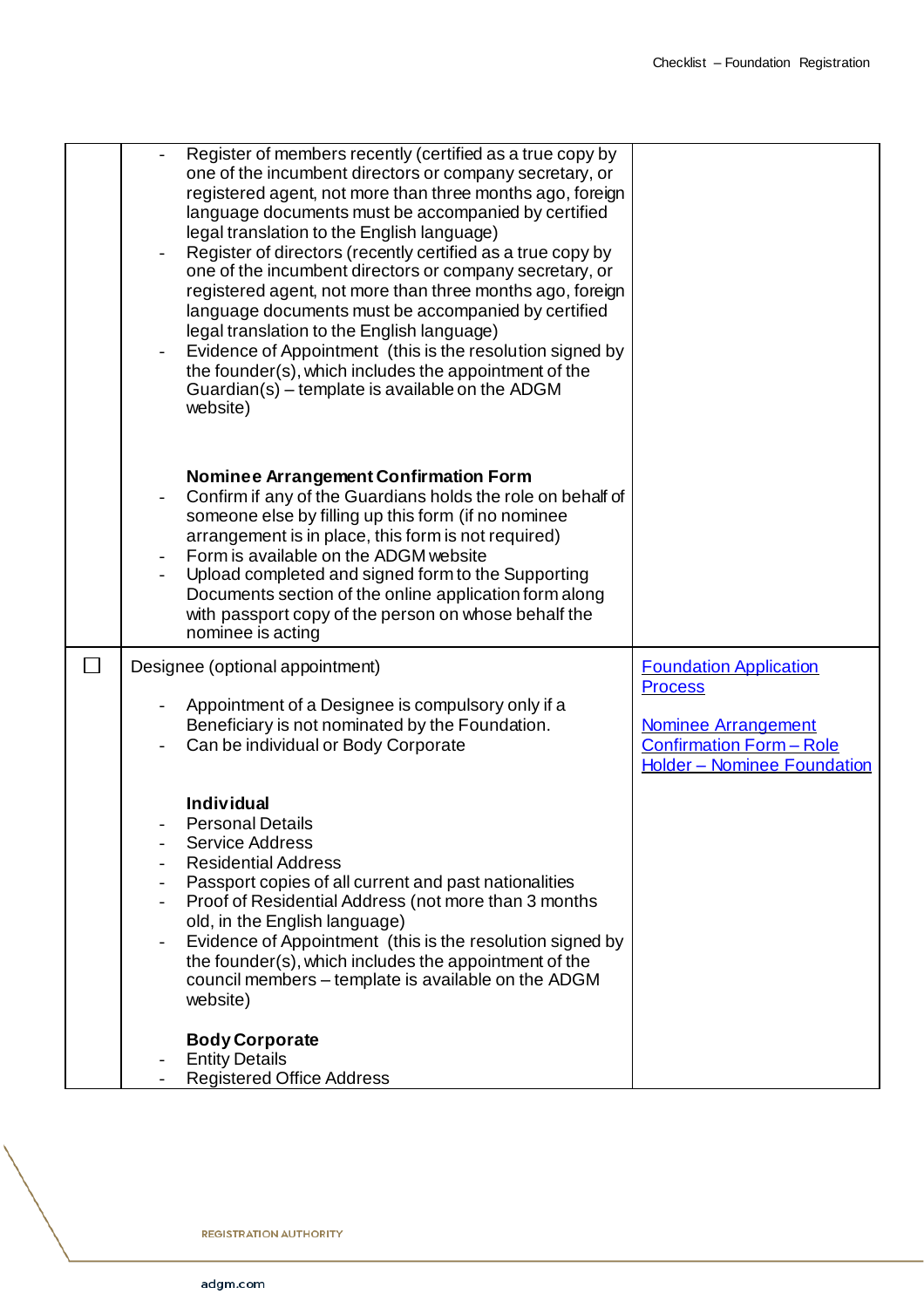| | | |
|---|---|---|
| | - Register of members recently (certified as a true copy by one of the incumbent directors or company secretary, or registered agent, not more than three months ago, foreign language documents must be accompanied by certified legal translation to the English language)<br>- Register of directors (recently certified as a true copy by one of the incumbent directors or company secretary, or registered agent, not more than three months ago, foreign language documents must be accompanied by certified legal translation to the English language)<br>- Evidence of Appointment (this is the resolution signed by the founder(s), which includes the appointment of the Guardian(s) – template is available on the ADGM website)<br><br>**Nominee Arrangement Confirmation Form**<br>- Confirm if any of the Guardians holds the role on behalf of someone else by filling up this form (if no nominee arrangement is in place, this form is not required)<br>- Form is available on the ADGM website<br>- Upload completed and signed form to the Supporting Documents section of the online application form along with passport copy of the person on whose behalf the nominee is acting | |
| ☐ | Designee (optional appointment)<br><br>- Appointment of a Designee is compulsory only if a Beneficiary is not nominated by the Foundation.<br>- Can be individual or Body Corporate<br><br>**Individual**<br>- Personal Details<br>- Service Address<br>- Residential Address<br>- Passport copies of all current and past nationalities<br>- Proof of Residential Address (not more than 3 months old, in the English language)<br>- Evidence of Appointment (this is the resolution signed by the founder(s), which includes the appointment of the council members – template is available on the ADGM website)<br><br>**Body Corporate**<br>- Entity Details<br>- Registered Office Address | Foundation Application Process<br><br>Nominee Arrangement Confirmation Form – Role Holder – Nominee Foundation |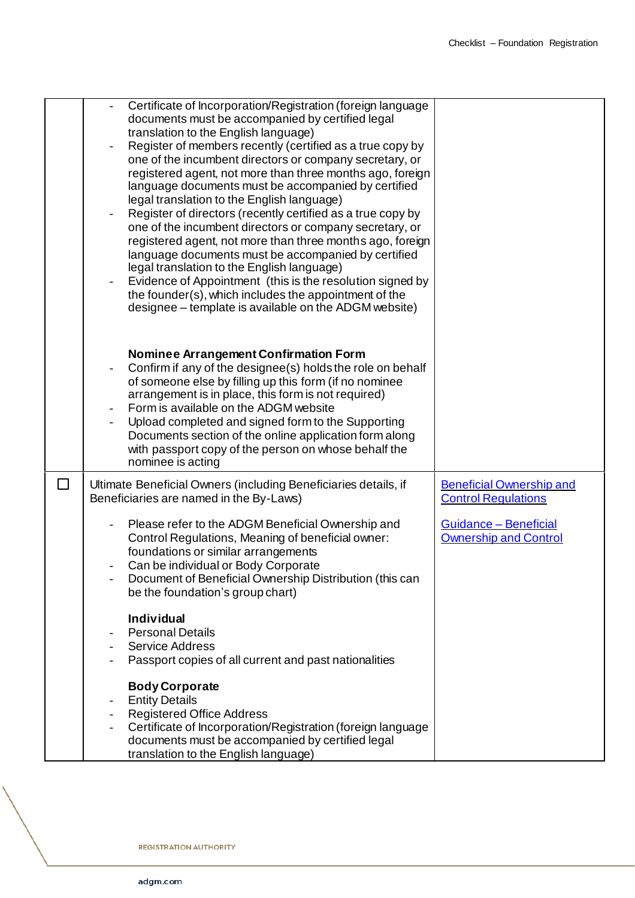| | | |
|---|---|---|
| | - Certificate of Incorporation/Registration (foreign language documents must be accompanied by certified legal translation to the English language)<br>- Register of members recently (certified as a true copy by one of the incumbent directors or company secretary, or registered agent, not more than three months ago, foreign language documents must be accompanied by certified legal translation to the English language)<br>- Register of directors (recently certified as a true copy by one of the incumbent directors or company secretary, or registered agent, not more than three months ago, foreign language documents must be accompanied by certified legal translation to the English language)<br>- Evidence of Appointment (this is the resolution signed by the founder(s), which includes the appointment of the designee – template is available on the ADGM website)<br><br>**Nominee Arrangement Confirmation Form**<br>- Confirm if any of the designee(s) holds the role on behalf of someone else by filling up this form (if no nominee arrangement is in place, this form is not required)<br>- Form is available on the ADGM website<br>- Upload completed and signed form to the Supporting Documents section of the online application form along with passport copy of the person on whose behalf the nominee is acting | |
| ☐ | Ultimate Beneficial Owners (including Beneficiaries details, if Beneficiaries are named in the By-Laws)<br><br>- Please refer to the ADGM Beneficial Ownership and Control Regulations, Meaning of beneficial owner: foundations or similar arrangements<br>- Can be individual or Body Corporate<br>- Document of Beneficial Ownership Distribution (this can be the foundation's group chart)<br><br>**Individual**<br>- Personal Details<br>- Service Address<br>- Passport copies of all current and past nationalities<br><br>**Body Corporate**<br>- Entity Details<br>- Registered Office Address<br>- Certificate of Incorporation/Registration (foreign language documents must be accompanied by certified legal translation to the English language) | Beneficial Ownership and Control Regulations<br><br>Guidance – Beneficial Ownership and Control |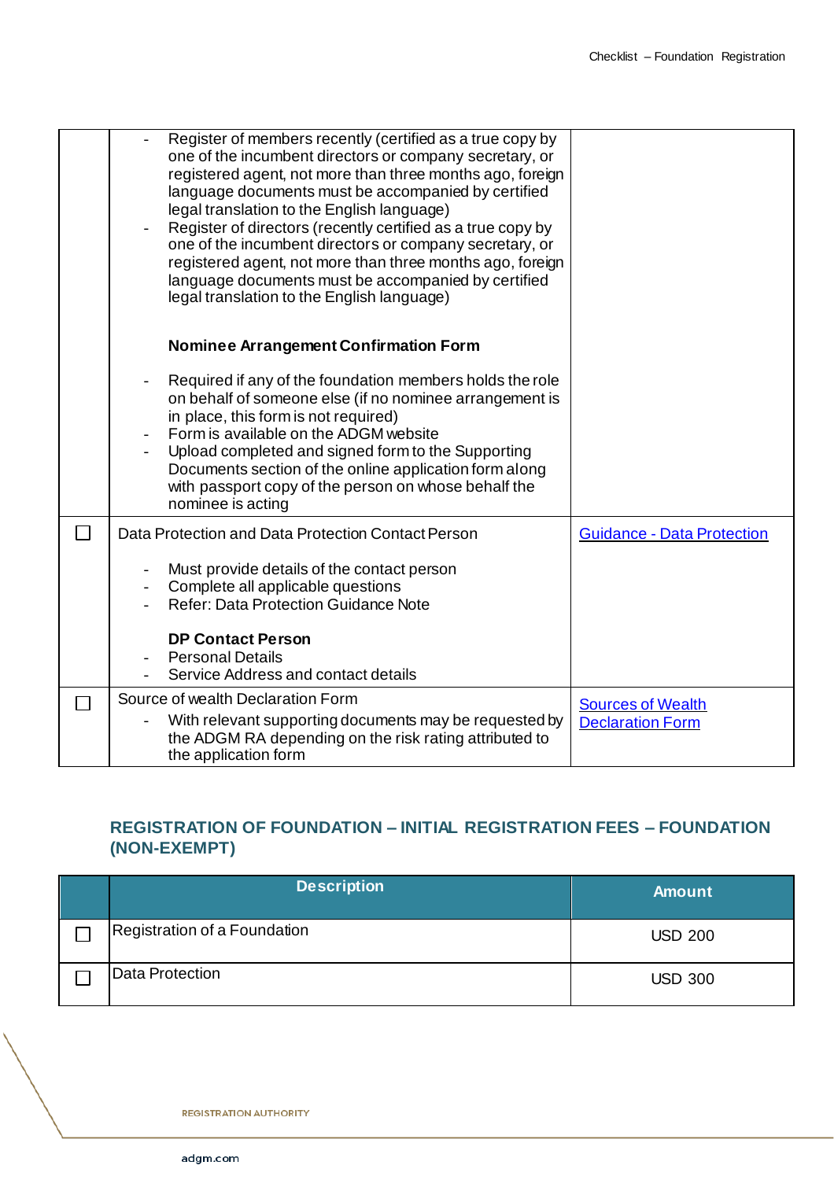| | | |
|---|---|---|
| | - Register of members recently (certified as a true copy by one of the incumbent directors or company secretary, or registered agent, not more than three months ago, foreign language documents must be accompanied by certified legal translation to the English language)<br>- Register of directors (recently certified as a true copy by one of the incumbent directors or company secretary, or registered agent, not more than three months ago, foreign language documents must be accompanied by certified legal translation to the English language)<br><br>**Nominee Arrangement Confirmation Form**<br><br>- Required if any of the foundation members holds the role on behalf of someone else (if no nominee arrangement is in place, this form is not required)<br>- Form is available on the ADGM website<br>- Upload completed and signed form to the Supporting Documents section of the online application form along with passport copy of the person on whose behalf the nominee is acting | |
| ☐ | Data Protection and Data Protection Contact Person<br><br>- Must provide details of the contact person<br>- Complete all applicable questions<br>- Refer: Data Protection Guidance Note<br><br>**DP Contact Person**<br>- Personal Details<br>- Service Address and contact details | [Guidance - Data Protection]() |
| ☐ | Source of wealth Declaration Form<br>- With relevant supporting documents may be requested by the ADGM RA depending on the risk rating attributed to the application form | [Sources of Wealth Declaration Form]() |

## REGISTRATION OF FOUNDATION – INITIAL REGISTRATION FEES – FOUNDATION (NON-EXEMPT)

| | Description | Amount |
|---|---|---|
| ☐ | Registration of a Foundation | USD 200 |
| ☐ | Data Protection | USD 300 |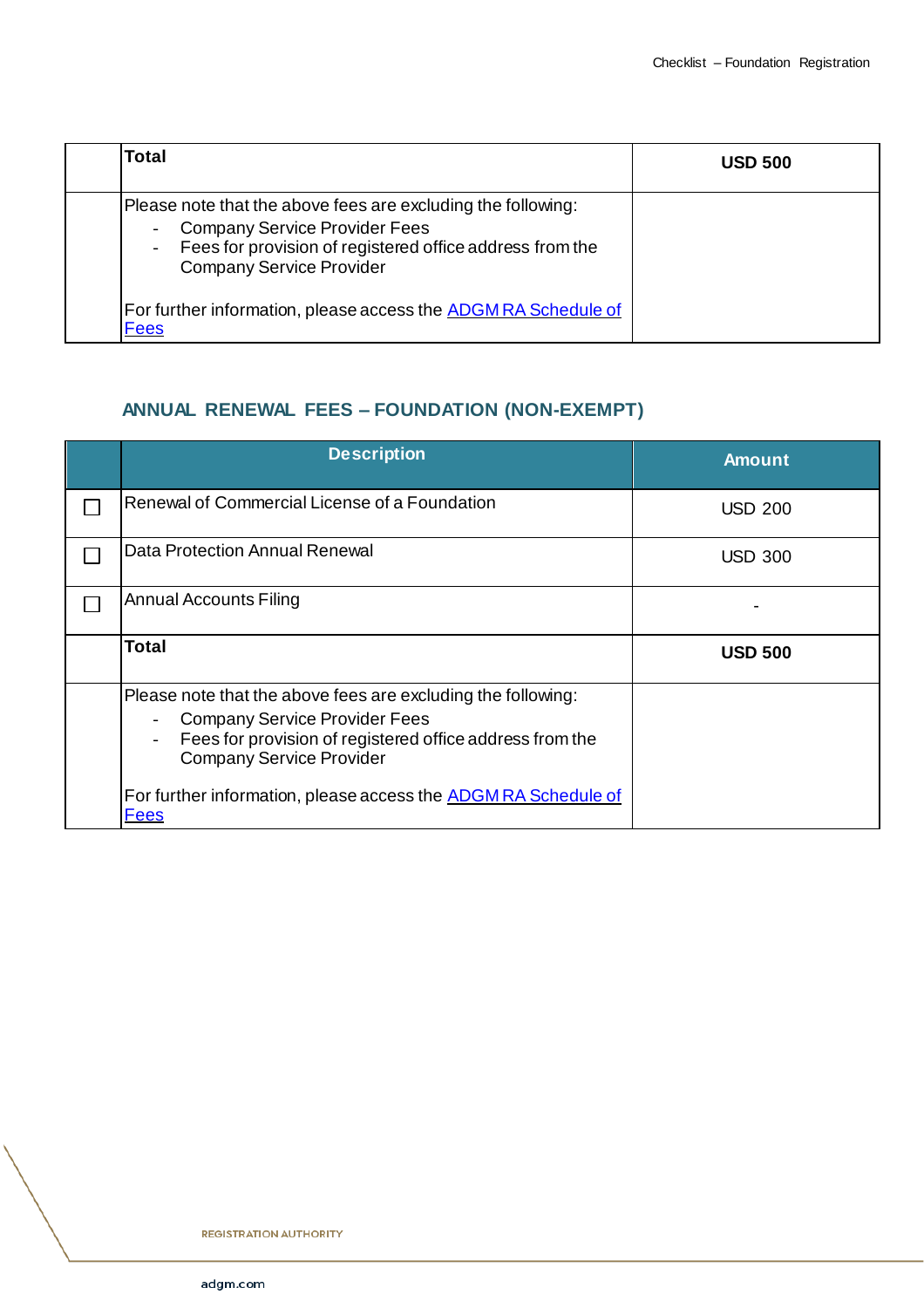| | | |
|---|---|---|
| | **Total** | **USD 500** |
| | Please note that the above fees are excluding the following:<br>- Company Service Provider Fees<br>- Fees for provision of registered office address from the Company Service Provider<br><br>For further information, please access the [ADGM RA Schedule of Fees]() | |

## ANNUAL RENEWAL FEES – FOUNDATION (NON-EXEMPT)

| | Description | Amount |
|---|---|---|
| ☐ | Renewal of Commercial License of a Foundation | USD 200 |
| ☐ | Data Protection Annual Renewal | USD 300 |
| ☐ | Annual Accounts Filing | - |
| | **Total** | **USD 500** |
| | Please note that the above fees are excluding the following:<br>- Company Service Provider Fees<br>- Fees for provision of registered office address from the Company Service Provider<br><br>For further information, please access the [ADGM RA Schedule of Fees]() | |